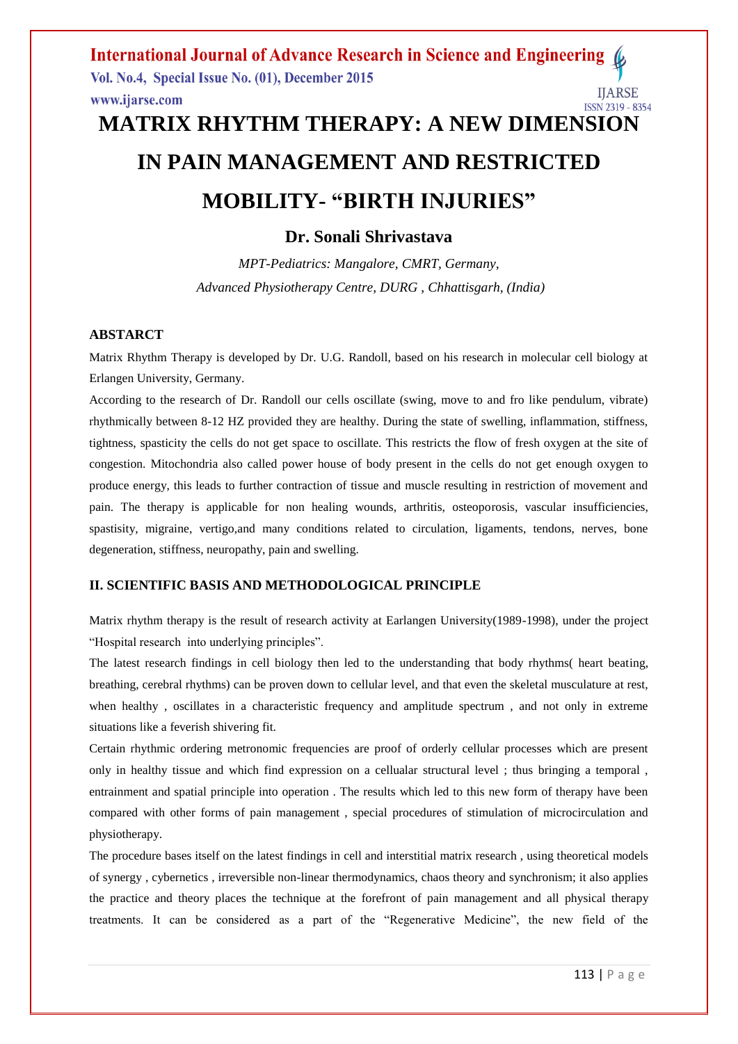# MATRIX RHYTHM THERAPY: A NEW DIMENSION IN PAIN MANAGEMENT AND RESTRICTED MOBILITY- "BIRTH INJURIES"

## Dr. Sonali Shrivastava

*MPT-Pediatrics: Mangalore, CMRT, Germany,*
*Advanced Physiotherapy Centre, DURG , Chhattisgarh, (India)*

### ABSTARCT

Matrix Rhythm Therapy is developed by Dr. U.G. Randoll, based on his research in molecular cell biology at Erlangen University, Germany.

According to the research of Dr. Randoll our cells oscillate (swing, move to and fro like pendulum, vibrate) rhythmically between 8-12 HZ provided they are healthy. During the state of swelling, inflammation, stiffness, tightness, spasticity the cells do not get space to oscillate. This restricts the flow of fresh oxygen at the site of congestion. Mitochondria also called power house of body present in the cells do not get enough oxygen to produce energy, this leads to further contraction of tissue and muscle resulting in restriction of movement and pain. The therapy is applicable for non healing wounds, arthritis, osteoporosis, vascular insufficiencies, spastisity, migraine, vertigo,and many conditions related to circulation, ligaments, tendons, nerves, bone degeneration, stiffness, neuropathy, pain and swelling.

### II. SCIENTIFIC BASIS AND METHODOLOGICAL PRINCIPLE

Matrix rhythm therapy is the result of research activity at Earlangen University(1989-1998), under the project "Hospital research into underlying principles".

The latest research findings in cell biology then led to the understanding that body rhythms( heart beating, breathing, cerebral rhythms) can be proven down to cellular level, and that even the skeletal musculature at rest, when healthy , oscillates in a characteristic frequency and amplitude spectrum , and not only in extreme situations like a feverish shivering fit.

Certain rhythmic ordering metronomic frequencies are proof of orderly cellular processes which are present only in healthy tissue and which find expression on a cellualar structural level ; thus bringing a temporal , entrainment and spatial principle into operation . The results which led to this new form of therapy have been compared with other forms of pain management , special procedures of stimulation of microcirculation and physiotherapy.

The procedure bases itself on the latest findings in cell and interstitial matrix research , using theoretical models of synergy , cybernetics , irreversible non-linear thermodynamics, chaos theory and synchronism; it also applies the practice and theory places the technique at the forefront of pain management and all physical therapy treatments. It can be considered as a part of the "Regenerative Medicine", the new field of the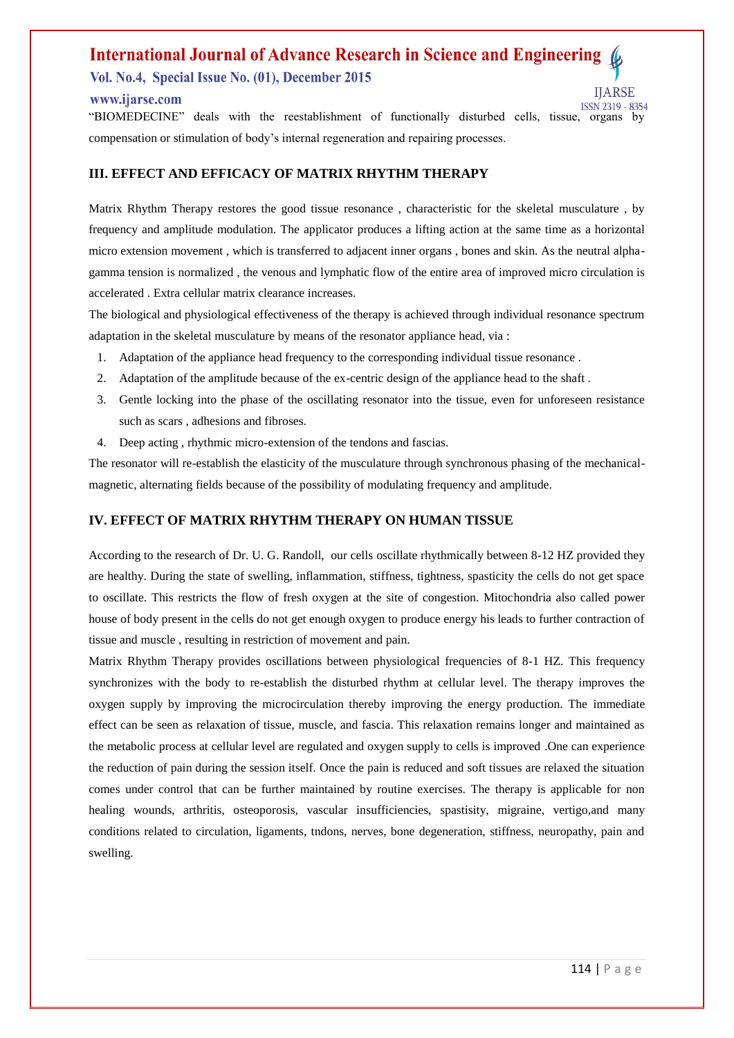"BIOMEDECINE" deals with the reestablishment of functionally disturbed cells, tissue, organs by compensation or stimulation of body's internal regeneration and repairing processes.

## III. EFFECT AND EFFICACY OF MATRIX RHYTHM THERAPY

Matrix Rhythm Therapy restores the good tissue resonance , characteristic for the skeletal musculature , by frequency and amplitude modulation. The applicator produces a lifting action at the same time as a horizontal micro extension movement , which is transferred to adjacent inner organs , bones and skin. As the neutral alpha-gamma tension is normalized , the venous and lymphatic flow of the entire area of improved micro circulation is accelerated . Extra cellular matrix clearance increases.

The biological and physiological effectiveness of the therapy is achieved through individual resonance spectrum adaptation in the skeletal musculature by means of the resonator appliance head, via :

1. Adaptation of the appliance head frequency to the corresponding individual tissue resonance .
2. Adaptation of the amplitude because of the ex-centric design of the appliance head to the shaft .
3. Gentle locking into the phase of the oscillating resonator into the tissue, even for unforeseen resistance such as scars , adhesions and fibroses.
4. Deep acting , rhythmic micro-extension of the tendons and fascias.

The resonator will re-establish the elasticity of the musculature through synchronous phasing of the mechanical-magnetic, alternating fields because of the possibility of modulating frequency and amplitude.

## IV. EFFECT OF MATRIX RHYTHM THERAPY ON HUMAN TISSUE

According to the research of Dr. U. G. Randoll, our cells oscillate rhythmically between 8-12 HZ provided they are healthy. During the state of swelling, inflammation, stiffness, tightness, spasticity the cells do not get space to oscillate. This restricts the flow of fresh oxygen at the site of congestion. Mitochondria also called power house of body present in the cells do not get enough oxygen to produce energy his leads to further contraction of tissue and muscle , resulting in restriction of movement and pain.

Matrix Rhythm Therapy provides oscillations between physiological frequencies of 8-1 HZ. This frequency synchronizes with the body to re-establish the disturbed rhythm at cellular level. The therapy improves the oxygen supply by improving the microcirculation thereby improving the energy production. The immediate effect can be seen as relaxation of tissue, muscle, and fascia. This relaxation remains longer and maintained as the metabolic process at cellular level are regulated and oxygen supply to cells is improved .One can experience the reduction of pain during the session itself. Once the pain is reduced and soft tissues are relaxed the situation comes under control that can be further maintained by routine exercises. The therapy is applicable for non healing wounds, arthritis, osteoporosis, vascular insufficiencies, spastisity, migraine, vertigo,and many conditions related to circulation, ligaments, tndons, nerves, bone degeneration, stiffness, neuropathy, pain and swelling.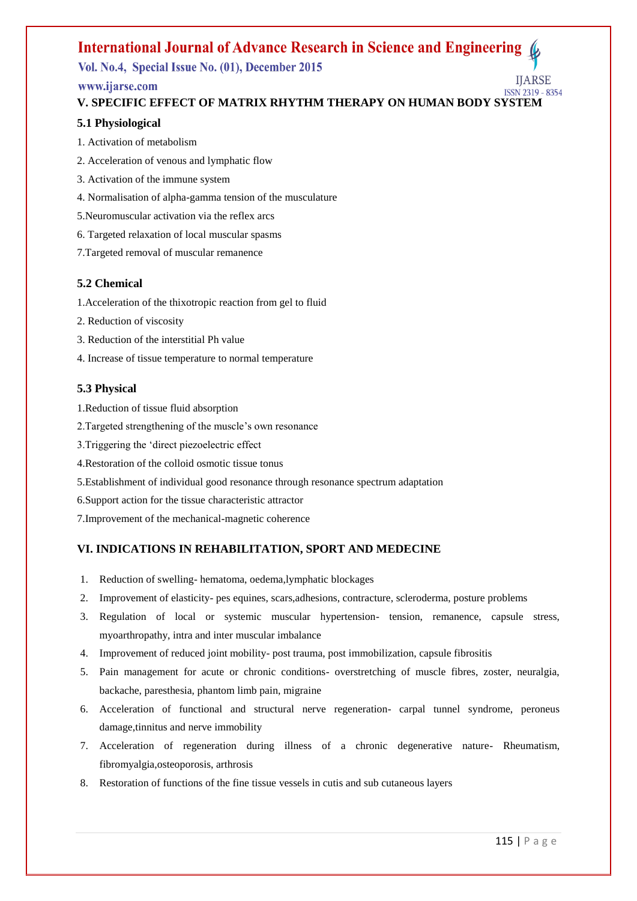## V. SPECIFIC EFFECT OF MATRIX RHYTHM THERAPY ON HUMAN BODY SYSTEM

### 5.1 Physiological

1. Activation of metabolism
2. Acceleration of venous and lymphatic flow
3. Activation of the immune system
4. Normalisation of alpha-gamma tension of the musculature
5. Neuromuscular activation via the reflex arcs
6. Targeted relaxation of local muscular spasms
7. Targeted removal of muscular remanence

### 5.2 Chemical

1. Acceleration of the thixotropic reaction from gel to fluid
2. Reduction of viscosity
3. Reduction of the interstitial Ph value
4. Increase of tissue temperature to normal temperature

### 5.3 Physical

1. Reduction of tissue fluid absorption
2. Targeted strengthening of the muscle's own resonance
3. Triggering the 'direct piezoelectric effect
4. Restoration of the colloid osmotic tissue tonus
5. Establishment of individual good resonance through resonance spectrum adaptation
6. Support action for the tissue characteristic attractor
7. Improvement of the mechanical-magnetic coherence

## VI. INDICATIONS IN REHABILITATION, SPORT AND MEDECINE

1. Reduction of swelling- hematoma, oedema,lymphatic blockages
2. Improvement of elasticity- pes equines, scars,adhesions, contracture, scleroderma, posture problems
3. Regulation of local or systemic muscular hypertension- tension, remanence, capsule stress, myoarthropathy, intra and inter muscular imbalance
4. Improvement of reduced joint mobility- post trauma, post immobilization, capsule fibrositis
5. Pain management for acute or chronic conditions- overstretching of muscle fibres, zoster, neuralgia, backache, paresthesia, phantom limb pain, migraine
6. Acceleration of functional and structural nerve regeneration- carpal tunnel syndrome, peroneus damage,tinnitus and nerve immobility
7. Acceleration of regeneration during illness of a chronic degenerative nature- Rheumatism, fibromyalgia,osteoporosis, arthrosis
8. Restoration of functions of the fine tissue vessels in cutis and sub cutaneous layers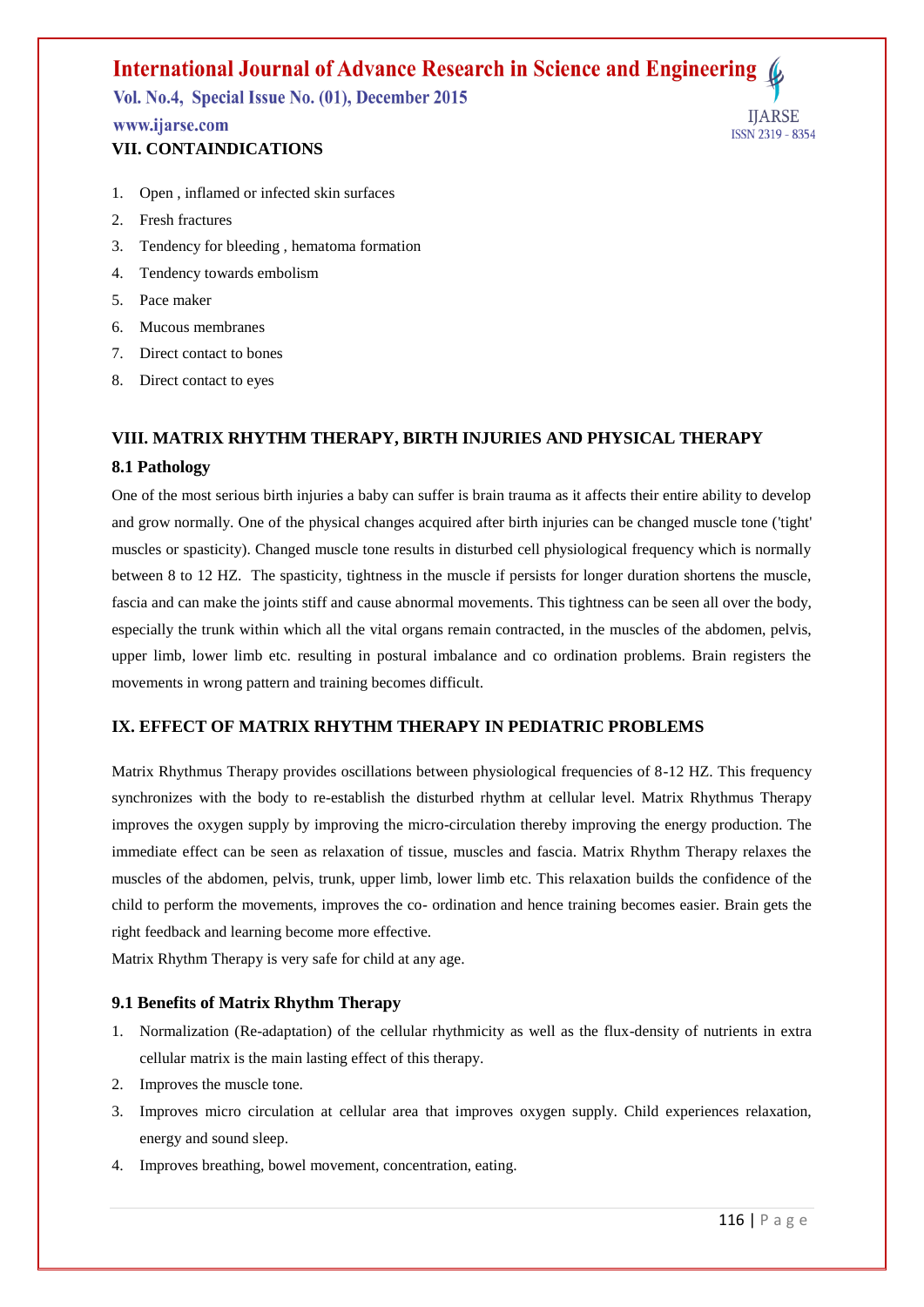## VII. CONTAINDICATIONS

1. Open , inflamed or infected skin surfaces
2. Fresh fractures
3. Tendency for bleeding , hematoma formation
4. Tendency towards embolism
5. Pace maker
6. Mucous membranes
7. Direct contact to bones
8. Direct contact to eyes

## VIII. MATRIX RHYTHM THERAPY, BIRTH INJURIES AND PHYSICAL THERAPY

### 8.1 Pathology

One of the most serious birth injuries a baby can suffer is brain trauma as it affects their entire ability to develop and grow normally. One of the physical changes acquired after birth injuries can be changed muscle tone ('tight' muscles or spasticity). Changed muscle tone results in disturbed cell physiological frequency which is normally between 8 to 12 HZ. The spasticity, tightness in the muscle if persists for longer duration shortens the muscle, fascia and can make the joints stiff and cause abnormal movements. This tightness can be seen all over the body, especially the trunk within which all the vital organs remain contracted, in the muscles of the abdomen, pelvis, upper limb, lower limb etc. resulting in postural imbalance and co ordination problems. Brain registers the movements in wrong pattern and training becomes difficult.

## IX. EFFECT OF MATRIX RHYTHM THERAPY IN PEDIATRIC PROBLEMS

Matrix Rhythmus Therapy provides oscillations between physiological frequencies of 8-12 HZ. This frequency synchronizes with the body to re-establish the disturbed rhythm at cellular level. Matrix Rhythmus Therapy improves the oxygen supply by improving the micro-circulation thereby improving the energy production. The immediate effect can be seen as relaxation of tissue, muscles and fascia. Matrix Rhythm Therapy relaxes the muscles of the abdomen, pelvis, trunk, upper limb, lower limb etc. This relaxation builds the confidence of the child to perform the movements, improves the co- ordination and hence training becomes easier. Brain gets the right feedback and learning become more effective.

Matrix Rhythm Therapy is very safe for child at any age.

### 9.1 Benefits of Matrix Rhythm Therapy

1. Normalization (Re-adaptation) of the cellular rhythmicity as well as the flux-density of nutrients in extra cellular matrix is the main lasting effect of this therapy.
2. Improves the muscle tone.
3. Improves micro circulation at cellular area that improves oxygen supply. Child experiences relaxation, energy and sound sleep.
4. Improves breathing, bowel movement, concentration, eating.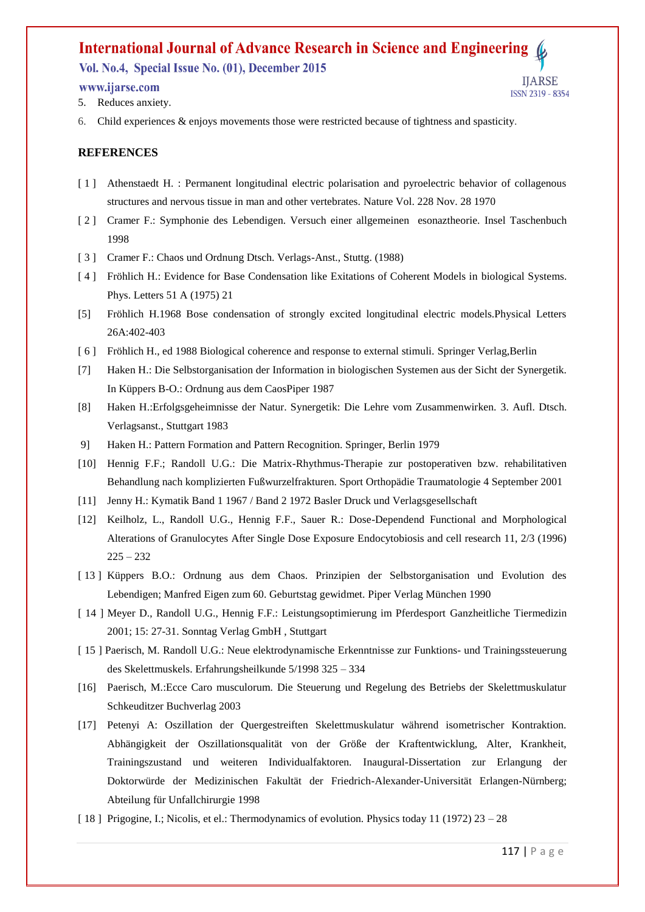5. Reduces anxiety.
6. Child experiences & enjoys movements those were restricted because of tightness and spasticity.

## REFERENCES

[ 1 ] Athenstaedt H. : Permanent longitudinal electric polarisation and pyroelectric behavior of collagenous structures and nervous tissue in man and other vertebrates. Nature Vol. 228 Nov. 28 1970

[ 2 ] Cramer F.: Symphonie des Lebendigen. Versuch einer allgemeinen esonaztheorie. Insel Taschenbuch 1998

[ 3 ] Cramer F.: Chaos und Ordnung Dtsch. Verlags-Anst., Stuttg. (1988)

[ 4 ] Fröhlich H.: Evidence for Base Condensation like Exitations of Coherent Models in biological Systems. Phys. Letters 51 A (1975) 21

[5] Fröhlich H.1968 Bose condensation of strongly excited longitudinal electric models.Physical Letters 26A:402-403

[ 6 ] Fröhlich H., ed 1988 Biological coherence and response to external stimuli. Springer Verlag,Berlin

[7] Haken H.: Die Selbstorganisation der Information in biologischen Systemen aus der Sicht der Synergetik. In Küppers B-O.: Ordnung aus dem CaosPiper 1987

[8] Haken H.:Erfolgsgeheimnisse der Natur. Synergetik: Die Lehre vom Zusammenwirken. 3. Aufl. Dtsch. Verlagsanst., Stuttgart 1983

9] Haken H.: Pattern Formation and Pattern Recognition. Springer, Berlin 1979

[10] Hennig F.F.; Randoll U.G.: Die Matrix-Rhythmus-Therapie zur postoperativen bzw. rehabilitativen Behandlung nach komplizierten Fußwurzelfrakturen. Sport Orthopädie Traumatologie 4 September 2001

[11] Jenny H.: Kymatik Band 1 1967 / Band 2 1972 Basler Druck und Verlagsgesellschaft

[12] Keilholz, L., Randoll U.G., Hennig F.F., Sauer R.: Dose-Dependend Functional and Morphological Alterations of Granulocytes After Single Dose Exposure Endocytobiosis and cell research 11, 2/3 (1996) 225 – 232

[ 13 ] Küppers B.O.: Ordnung aus dem Chaos. Prinzipien der Selbstorganisation und Evolution des Lebendigen; Manfred Eigen zum 60. Geburtstag gewidmet. Piper Verlag München 1990

[ 14 ] Meyer D., Randoll U.G., Hennig F.F.: Leistungsoptimierung im Pferdesport Ganzheitliche Tiermedizin 2001; 15: 27-31. Sonntag Verlag GmbH , Stuttgart

[ 15 ] Paerisch, M. Randoll U.G.: Neue elektrodynamische Erkenntnisse zur Funktions- und Trainingssteuerung des Skelettmuskels. Erfahrungsheilkunde 5/1998 325 – 334

[16] Paerisch, M.:Ecce Caro musculorum. Die Steuerung und Regelung des Betriebs der Skelettmuskulatur Schkeuditzer Buchverlag 2003

[17] Petenyi A: Oszillation der Quergestreiften Skelettmuskulatur während isometrischer Kontraktion. Abhängigkeit der Oszillationsqualität von der Größe der Kraftentwicklung, Alter, Krankheit, Trainingszustand und weiteren Individualfaktoren. Inaugural-Dissertation zur Erlangung der Doktorwürde der Medizinischen Fakultät der Friedrich-Alexander-Universität Erlangen-Nürnberg; Abteilung für Unfallchirurgie 1998

[ 18 ] Prigogine, I.; Nicolis, et el.: Thermodynamics of evolution. Physics today 11 (1972) 23 – 28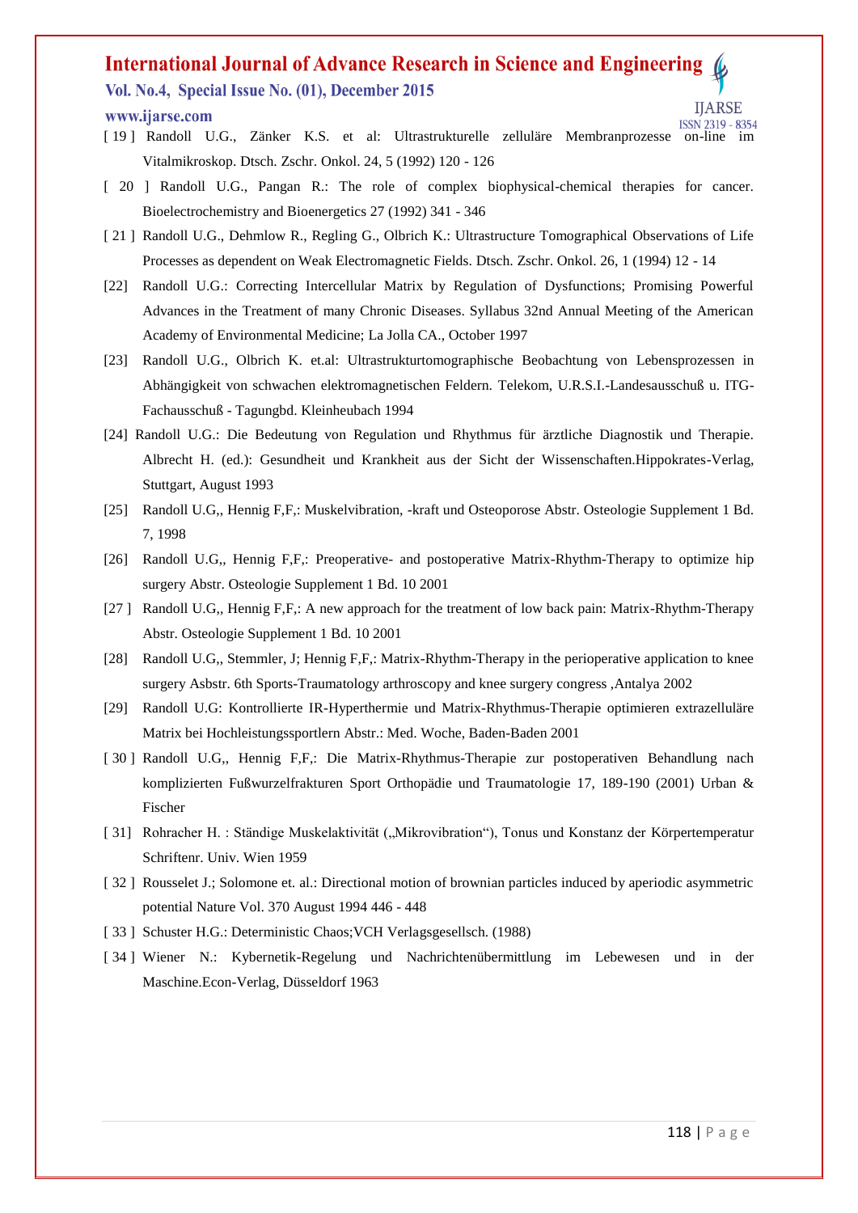[ 19 ] Randoll U.G., Zänker K.S. et al: Ultrastrukturelle zelluläre Membranprozesse on-line im Vitalmikroskop. Dtsch. Zschr. Onkol. 24, 5 (1992) 120 - 126

[ 20 ] Randoll U.G., Pangan R.: The role of complex biophysical-chemical therapies for cancer. Bioelectrochemistry and Bioenergetics 27 (1992) 341 - 346

[ 21 ] Randoll U.G., Dehmlow R., Regling G., Olbrich K.: Ultrastructure Tomographical Observations of Life Processes as dependent on Weak Electromagnetic Fields. Dtsch. Zschr. Onkol. 26, 1 (1994) 12 - 14

[22] Randoll U.G.: Correcting Intercellular Matrix by Regulation of Dysfunctions; Promising Powerful Advances in the Treatment of many Chronic Diseases. Syllabus 32nd Annual Meeting of the American Academy of Environmental Medicine; La Jolla CA., October 1997

[23] Randoll U.G., Olbrich K. et.al: Ultrastrukturtomographische Beobachtung von Lebensprozessen in Abhängigkeit von schwachen elektromagnetischen Feldern. Telekom, U.R.S.I.-Landesausschuß u. ITG-Fachausschuß - Tagungbd. Kleinheubach 1994

[24] Randoll U.G.: Die Bedeutung von Regulation und Rhythmus für ärztliche Diagnostik und Therapie. Albrecht H. (ed.): Gesundheit und Krankheit aus der Sicht der Wissenschaften.Hippokrates-Verlag, Stuttgart, August 1993

[25] Randoll U.G,, Hennig F,F,: Muskelvibration, -kraft und Osteoporose Abstr. Osteologie Supplement 1 Bd. 7, 1998

[26] Randoll U.G,, Hennig F,F,: Preoperative- and postoperative Matrix-Rhythm-Therapy to optimize hip surgery Abstr. Osteologie Supplement 1 Bd. 10 2001

[27 ] Randoll U.G,, Hennig F,F,: A new approach for the treatment of low back pain: Matrix-Rhythm-Therapy Abstr. Osteologie Supplement 1 Bd. 10 2001

[28] Randoll U.G,, Stemmler, J; Hennig F,F,: Matrix-Rhythm-Therapy in the perioperative application to knee surgery Asbstr. 6th Sports-Traumatology arthroscopy and knee surgery congress ,Antalya 2002

[29] Randoll U.G: Kontrollierte IR-Hyperthermie und Matrix-Rhythmus-Therapie optimieren extrazelluläre Matrix bei Hochleistungssportlern Abstr.: Med. Woche, Baden-Baden 2001

[ 30 ] Randoll U.G,, Hennig F,F,: Die Matrix-Rhythmus-Therapie zur postoperativen Behandlung nach komplizierten Fußwurzelfrakturen Sport Orthopädie und Traumatologie 17, 189-190 (2001) Urban & Fischer

[ 31] Rohracher H. : Ständige Muskelaktivität („Mikrovibration"), Tonus und Konstanz der Körpertemperatur Schriftenr. Univ. Wien 1959

[ 32 ] Rousselet J.; Solomone et. al.: Directional motion of brownian particles induced by aperiodic asymmetric potential Nature Vol. 370 August 1994 446 - 448

[ 33 ] Schuster H.G.: Deterministic Chaos;VCH Verlagsgesellsch. (1988)

[ 34 ] Wiener N.: Kybernetik-Regelung und Nachrichtenübermittlung im Lebewesen und in der Maschine.Econ-Verlag, Düsseldorf 1963